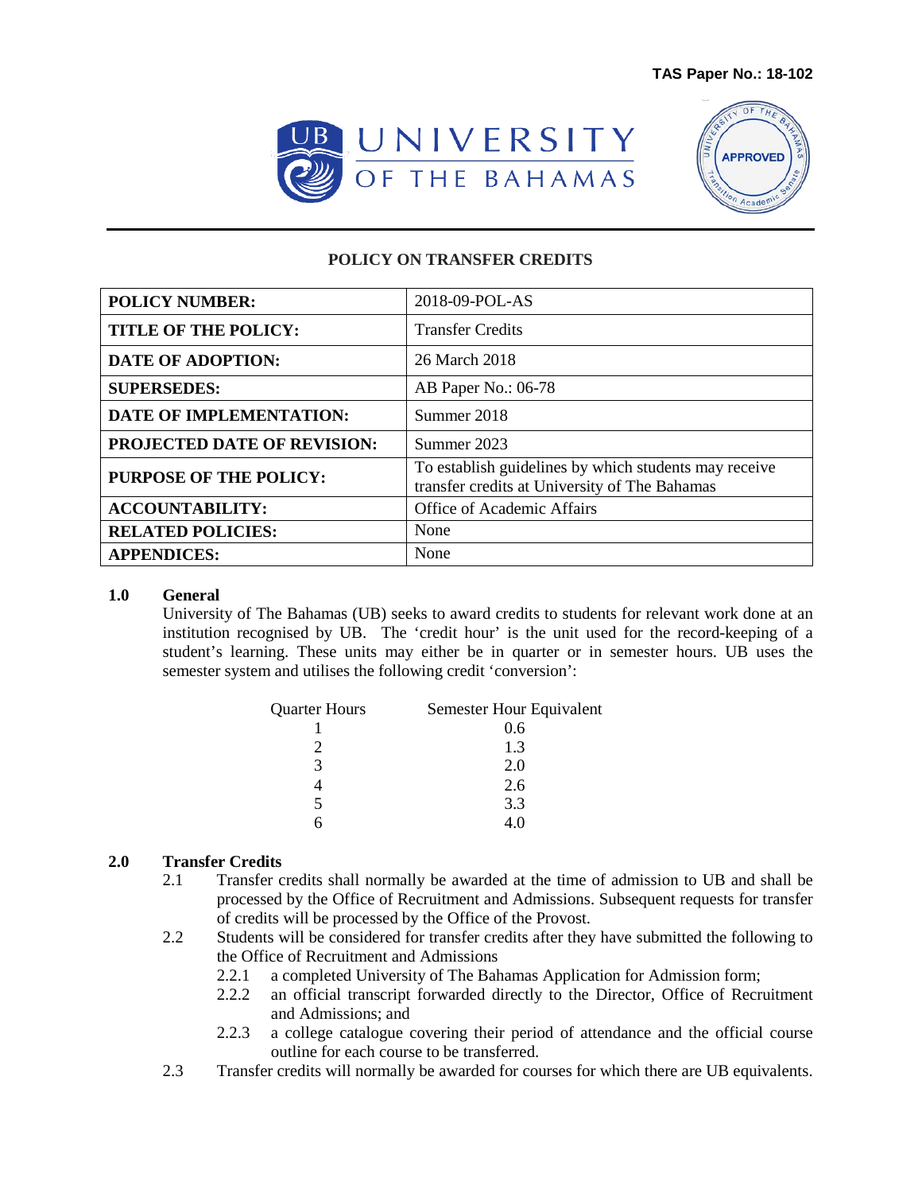TAS Paper No.: 18-102

UNIVERSITY OF THE BAHAMAS

APPROVED

# POLICY ON TRANSFER CREDITS

| | |
|---|---|
| **POLICY NUMBER:** | 2018-09-POL-AS |
| **TITLE OF THE POLICY:** | Transfer Credits |
| **DATE OF ADOPTION:** | 26 March 2018 |
| **SUPERSEDES:** | AB Paper No.: 06-78 |
| **DATE OF IMPLEMENTATION:** | Summer 2018 |
| **PROJECTED DATE OF REVISION:** | Summer 2023 |
| **PURPOSE OF THE POLICY:** | To establish guidelines by which students may receive transfer credits at University of The Bahamas |
| **ACCOUNTABILITY:** | Office of Academic Affairs |
| **RELATED POLICIES:** | None |
| **APPENDICES:** | None |

## 1.0 General

University of The Bahamas (UB) seeks to award credits to students for relevant work done at an institution recognised by UB. The 'credit hour' is the unit used for the record-keeping of a student's learning. These units may either be in quarter or in semester hours. UB uses the semester system and utilises the following credit 'conversion':

| Quarter Hours | Semester Hour Equivalent |
|---|---|
| 1 | 0.6 |
| 2 | 1.3 |
| 3 | 2.0 |
| 4 | 2.6 |
| 5 | 3.3 |
| 6 | 4.0 |

## 2.0 Transfer Credits

2.1 Transfer credits shall normally be awarded at the time of admission to UB and shall be processed by the Office of Recruitment and Admissions. Subsequent requests for transfer of credits will be processed by the Office of the Provost.

2.2 Students will be considered for transfer credits after they have submitted the following to the Office of Recruitment and Admissions

- 2.2.1 a completed University of The Bahamas Application for Admission form;
- 2.2.2 an official transcript forwarded directly to the Director, Office of Recruitment and Admissions; and
- 2.2.3 a college catalogue covering their period of attendance and the official course outline for each course to be transferred.

2.3 Transfer credits will normally be awarded for courses for which there are UB equivalents.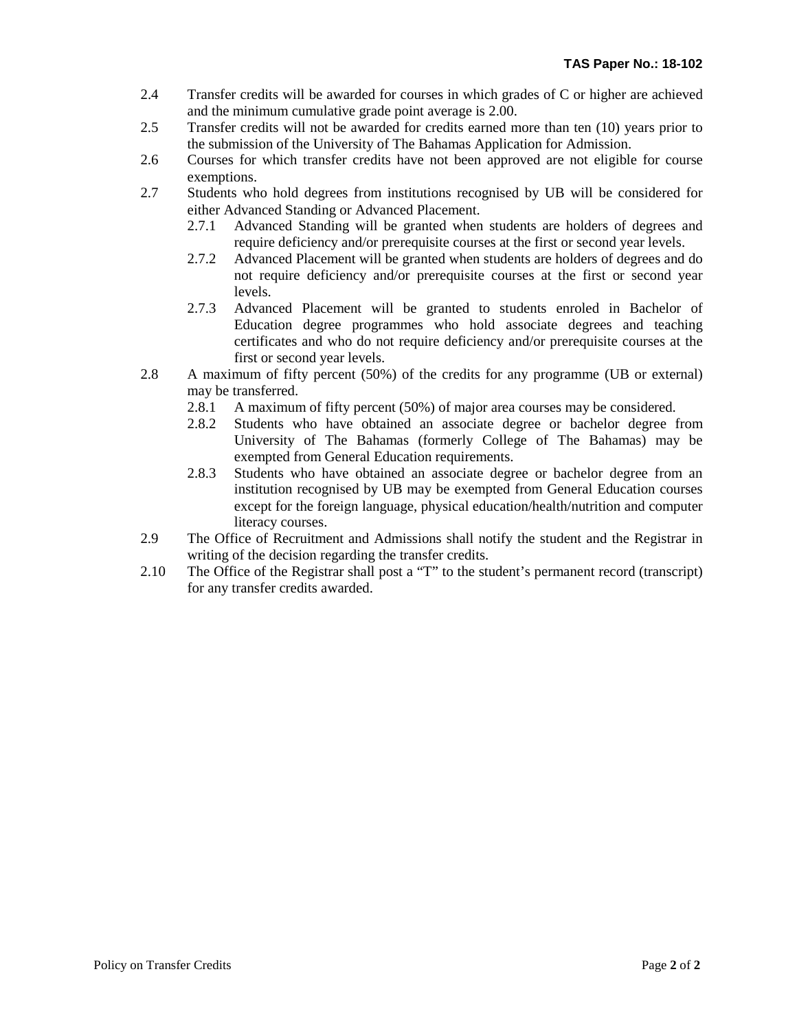2.4 Transfer credits will be awarded for courses in which grades of C or higher are achieved and the minimum cumulative grade point average is 2.00.

2.5 Transfer credits will not be awarded for credits earned more than ten (10) years prior to the submission of the University of The Bahamas Application for Admission.

2.6 Courses for which transfer credits have not been approved are not eligible for course exemptions.

2.7 Students who hold degrees from institutions recognised by UB will be considered for either Advanced Standing or Advanced Placement.

- 2.7.1 Advanced Standing will be granted when students are holders of degrees and require deficiency and/or prerequisite courses at the first or second year levels.
- 2.7.2 Advanced Placement will be granted when students are holders of degrees and do not require deficiency and/or prerequisite courses at the first or second year levels.
- 2.7.3 Advanced Placement will be granted to students enroled in Bachelor of Education degree programmes who hold associate degrees and teaching certificates and who do not require deficiency and/or prerequisite courses at the first or second year levels.

2.8 A maximum of fifty percent (50%) of the credits for any programme (UB or external) may be transferred.

- 2.8.1 A maximum of fifty percent (50%) of major area courses may be considered.
- 2.8.2 Students who have obtained an associate degree or bachelor degree from University of The Bahamas (formerly College of The Bahamas) may be exempted from General Education requirements.
- 2.8.3 Students who have obtained an associate degree or bachelor degree from an institution recognised by UB may be exempted from General Education courses except for the foreign language, physical education/health/nutrition and computer literacy courses.

2.9 The Office of Recruitment and Admissions shall notify the student and the Registrar in writing of the decision regarding the transfer credits.

2.10 The Office of the Registrar shall post a "T" to the student's permanent record (transcript) for any transfer credits awarded.